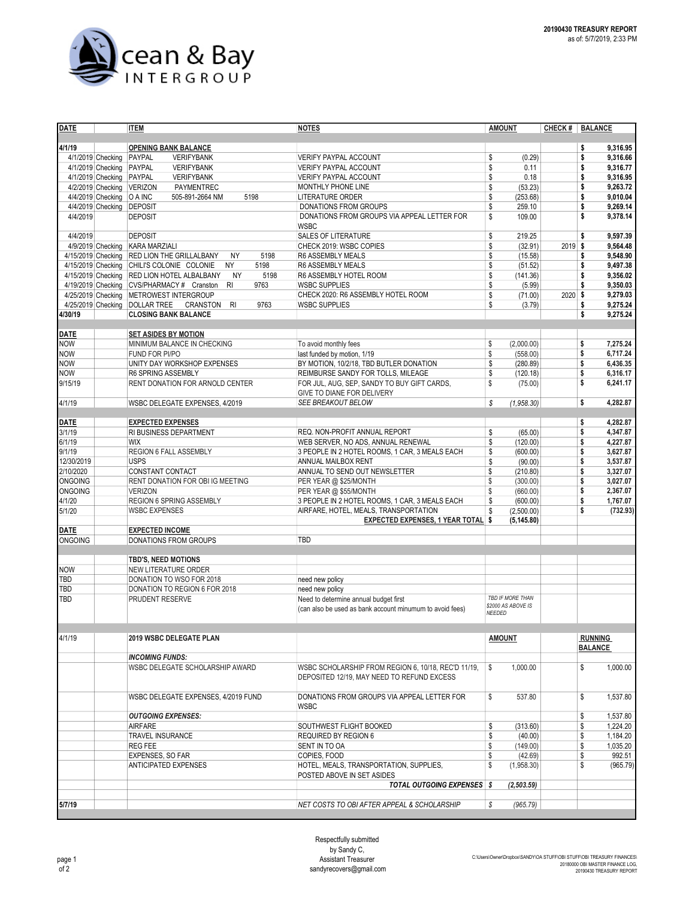**20190430 TREASURY REPORT**
as of: 5/7/2019, 2:33 PM

Ocean & Bay INTERGROUP

| DATE | | ITEM | NOTES | AMOUNT | CHECK # | BALANCE |
|---|---|---|---|---|---|---|
| **4/1/19** | | **OPENING BANK BALANCE** | | | | $ 9,316.95 |
| 4/1/2019 | Checking | PAYPAL VERIFYBANK | VERIFY PAYPAL ACCOUNT | $ (0.29) | | $ 9,316.66 |
| 4/1/2019 | Checking | PAYPAL VERIFYBANK | VERIFY PAYPAL ACCOUNT | $ 0.11 | | $ 9,316.77 |
| 4/1/2019 | Checking | PAYPAL VERIFYBANK | VERIFY PAYPAL ACCOUNT | $ 0.18 | | $ 9,316.95 |
| 4/2/2019 | Checking | VERIZON PAYMENTREC | MONTHLY PHONE LINE | $ (53.23) | | $ 9,263.72 |
| 4/4/2019 | Checking | O A INC 505-891-2664 NM 5198 | LITERATURE ORDER | $ (253.68) | | $ 9,010.04 |
| 4/4/2019 | Checking | DEPOSIT | DONATIONS FROM GROUPS | $ 259.10 | | $ 9,269.14 |
| 4/4/2019 | | DEPOSIT | DONATIONS FROM GROUPS VIA APPEAL LETTER FOR WSBC | $ 109.00 | | $ 9,378.14 |
| 4/4/2019 | | DEPOSIT | SALES OF LITERATURE | $ 219.25 | | $ 9,597.39 |
| 4/9/2019 | Checking | KARA MARZIALI | CHECK 2019: WSBC COPIES | $ (32.91) | 2019 | $ 9,564.48 |
| 4/15/2019 | Checking | RED LION THE GRILLALBANY NY 5198 | R6 ASSEMBLY MEALS | $ (15.58) | | $ 9,548.90 |
| 4/15/2019 | Checking | CHILI'S COLONIE COLONIE NY 5198 | R6 ASSEMBLY MEALS | $ (51.52) | | $ 9,497.38 |
| 4/15/2019 | Checking | RED LION HOTEL ALBALBANY NY 5198 | R6 ASSEMBLY HOTEL ROOM | $ (141.36) | | $ 9,356.02 |
| 4/19/2019 | Checking | CVS/PHARMACY # Cranston RI 9763 | WSBC SUPPLIES | $ (5.99) | | $ 9,350.03 |
| 4/25/2019 | Checking | METROWEST INTERGROUP | CHECK 2020: R6 ASSEMBLY HOTEL ROOM | $ (71.00) | 2020 | $ 9,279.03 |
| 4/25/2019 | Checking | DOLLAR TREE CRANSTON RI 9763 | WSBC SUPPLIES | $ (3.79) | | $ 9,275.24 |
| **4/30/19** | | **CLOSING BANK BALANCE** | | | | $ 9,275.24 |
| **DATE** | | **SET ASIDES BY MOTION** | | | | |
| NOW | | MINIMUM BALANCE IN CHECKING | To avoid monthly fees | $ (2,000.00) | | $ 7,275.24 |
| NOW | | FUND FOR PI/PO | last funded by motion, 1/19 | $ (558.00) | | $ 6,717.24 |
| NOW | | UNITY DAY WORKSHOP EXPENSES | BY MOTION, 10/2/18, TBD BUTLER DONATION | $ (280.89) | | $ 6,436.35 |
| NOW | | R6 SPRING ASSEMBLY | REIMBURSE SANDY FOR TOLLS, MILEAGE | $ (120.18) | | $ 6,316.17 |
| 9/15/19 | | RENT DONATION FOR ARNOLD CENTER | FOR JUL, AUG, SEP, SANDY TO BUY GIFT CARDS, GIVE TO DIANE FOR DELIVERY | $ (75.00) | | $ 6,241.17 |
| 4/1/19 | | WSBC DELEGATE EXPENSES, 4/2019 | *SEE BREAKOUT BELOW* | *$ (1,958.30)* | | $ 4,282.87 |
| **DATE** | | **EXPECTED EXPENSES** | | | | $ 4,282.87 |
| 3/1/19 | | RI BUSINESS DEPARTMENT | REQ. NON-PROFIT ANNUAL REPORT | $ (65.00) | | $ 4,347.87 |
| 6/1/19 | | WIX | WEB SERVER, NO ADS, ANNUAL RENEWAL | $ (120.00) | | $ 4,227.87 |
| 9/1/19 | | REGION 6 FALL ASSEMBLY | 3 PEOPLE IN 2 HOTEL ROOMS, 1 CAR, 3 MEALS EACH | $ (600.00) | | $ 3,627.87 |
| 12/30/2019 | | USPS | ANNUAL MAILBOX RENT | $ (90.00) | | $ 3,537.87 |
| 2/10/2020 | | CONSTANT CONTACT | ANNUAL TO SEND OUT NEWSLETTER | $ (210.80) | | $ 3,327.07 |
| ONGOING | | RENT DONATION FOR OBI IG MEETING | PER YEAR @ $25/MONTH | $ (300.00) | | $ 3,027.07 |
| ONGOING | | VERIZON | PER YEAR @ $55/MONTH | $ (660.00) | | $ 2,367.07 |
| 4/1/20 | | REGION 6 SPRING ASSEMBLY | 3 PEOPLE IN 2 HOTEL ROOMS, 1 CAR, 3 MEALS EACH | $ (600.00) | | $ 1,767.07 |
| 5/1/20 | | WSBC EXPENSES | AIRFARE, HOTEL, MEALS, TRANSPORTATION | $ (2,500.00) | | $ (732.93) |
| | | | **EXPECTED EXPENSES, 1 YEAR TOTAL** | **$ (5,145.80)** | | |
| **DATE** | | **EXPECTED INCOME** | | | | |
| ONGOING | | DONATIONS FROM GROUPS | TBD | | | |
| | | **TBD'S, NEED MOTIONS** | | | | |
| NOW | | NEW LITERATURE ORDER | | | | |
| TBD | | DONATION TO WSO FOR 2018 | need new policy | | | |
| TBD | | DONATION TO REGION 6 FOR 2018 | need new policy | | | |
| TBD | | PRUDENT RESERVE | Need to determine annual budget first (can also be used as bank account minumum to avoid fees) | *TBD IF MORE THAN $2000 AS ABOVE IS NEEDED* | | |
| 4/1/19 | | **2019 WSBC DELEGATE PLAN** | | **AMOUNT** | | **RUNNING BALANCE** |
| | | ***INCOMING FUNDS:*** | | | | |
| | | WSBC DELEGATE SCHOLARSHIP AWARD | WSBC SCHOLARSHIP FROM REGION 6, 10/18, REC'D 11/19, DEPOSITED 12/19, MAY NEED TO REFUND EXCESS | $ 1,000.00 | | $ 1,000.00 |
| | | WSBC DELEGATE EXPENSES, 4/2019 FUND | DONATIONS FROM GROUPS VIA APPEAL LETTER FOR WSBC | $ 537.80 | | $ 1,537.80 |
| | | ***OUTGOING EXPENSES:*** | | | | $ 1,537.80 |
| | | AIRFARE | SOUTHWEST FLIGHT BOOKED | $ (313.60) | | $ 1,224.20 |
| | | TRAVEL INSURANCE | REQUIRED BY REGION 6 | $ (40.00) | | $ 1,184.20 |
| | | REG FEE | SENT IN TO OA | $ (149.00) | | $ 1,035.20 |
| | | EXPENSES, SO FAR | COPIES, FOOD | $ (42.69) | | $ 992.51 |
| | | ANTICIPATED EXPENSES | HOTEL, MEALS, TRANSPORTATION, SUPPLIES, POSTED ABOVE IN SET ASIDES | $ (1,958.30) | | $ (965.79) |
| | | | ***TOTAL OUTGOING EXPENSES*** | ***$ (2,503.59)*** | | |
| **5/7/19** | | | *NET COSTS TO OBI AFTER APPEAL & SCHOLARSHIP* | *$ (965.79)* | | |

Respectfully submitted
by Sandy C,
Assistant Treasurer
sandyrecovers@gmail.com

C:\Users\Owner\Dropbox\SANDY\OA STUFF\OBI STUFF\OBI TREASURY FINANCES\20180000 OBI MASTER FINANCE LOG, 20190430 TREASURY REPORT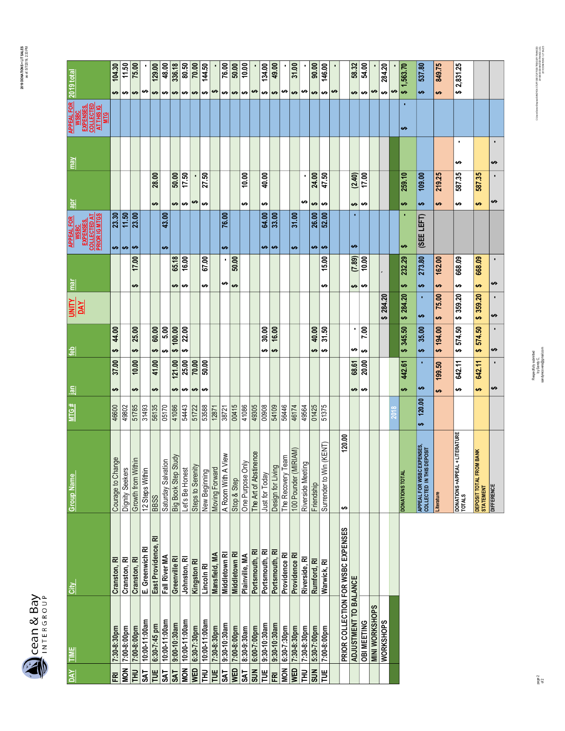# Ocean & Bay INTERGROUP

**2019 DONATIONS + LIT SALES**
as of 5/7/2019, 2:33 PM

| DAY | TIME | City | Group Name | MTG # | jan | feb | UNITY DAY | mar | APPEAL FOR WSBC EXPENSES, COLLECTED AT PRIOR IG MTGS | apr | may | APPEAL FOR WSBC EXPENSES, COLLECTED AT THIS IG MTG | 2019 total |
|---|---|---|---|---|---|---|---|---|---|---|---|---|---|
| FRI | 7:30-8:30pm | Cranston, RI | Courage to Change | 46600 | $ 37.00 | $ 44.00 | | | $ 23.30 | | | | $ 104.30 |
| MON | 7:00-8:00pm | Cranston, RI | Dignity Seekers | 49802 | | | | | $ 11.50 | | | | $ 11.50 |
| THU | 7:00-8:00pm | Cranston, RI | Growth from Within | 51785 | $ 10.00 | $ 25.00 | | $ 17.00 | $ 23.00 | | | | $ 75.00 |
| SAT | 10:00-11:00am | E. Greenwich RI | 12 Steps Within | 31493 | | | | | | | | | $ - |
| TUE | 6:30-7:45 pm | East Providence, RI | BBSS | 56135 | $ 41.00 | $ 60.00 | | | | $ 28.00 | | | $ 129.00 |
| SAT | 10:00-11:00am | Fall River MA | Saturday Salvation | 05170 | | $ 5.00 | | | $ 43.00 | | | | $ 48.00 |
| SAT | 9:00-10:30am | Greenville RI | Big Book Step Study | 41086 | $ 121.00 | $ 100.00 | | $ 65.18 | | $ 50.00 | | | $ 336.18 |
| MON | 10:00-11:00am | Johnston, RI | Let's Be Honest | 54443 | $ 25.00 | $ 22.00 | | $ 16.00 | | $ 17.50 | | | $ 80.50 |
| WED | 6:30-7:30pm | Kingston RI | Steps to Serenity | 51722 | $ 70.00 | | | | | $ - | | | $ 70.00 |
| THU | 10:00-11:00am | Lincoln RI | New Beginning | 53588 | $ 50.00 | | | $ 67.00 | | $ 27.50 | | | $ 144.50 |
| TUE | 7:30-8:30pm | Mansfield, MA | Moving Forward | 12871 | | | | | | | | | $ - |
| SAT | 9:30-10:30am | Middletown RI | A Room With A View | 38721 | | | | $ - | $ 76.00 | | | | $ 76.00 |
| WED | 7:00-8:00pm | Middletown RI | Stop & Step | 00415 | | | | $ 50.00 | | | | | $ 50.00 |
| SAT | 8:30-9:30am | Plainville, MA | One Purpose Only | 41086 | | | | | | $ 10.00 | | | $ 10.00 |
| SUN | 6:00-7:00pm | Portsmouth, RI | The Art of Abstinence | 49305 | | | | | | | | | $ - |
| TUE | 9:30-10:30am | Portsmouth, RI | Just for Today | 00908 | | $ 30.00 | | | $ 64.00 | $ 40.00 | | | $ 134.00 |
| FRI | 9:30-10:30am | Portsmouth, RI | Design for Living | 54109 | | $ 16.00 | | | $ 33.00 | | | | $ 49.00 |
| MON | 6:30-7:30pm | Providence RI | The Recovery Team | 56446 | | | | | | | | | $ - |
| WED | 7:30-8:30pm | Providence RI | 100 Pounder (MIRIAM) | 46174 | | | | | $ 31.00 | | | | $ 31.00 |
| THU | 7:30-8:30pm | Riverside, RI | Riverside Meeting | 49564 | | | | | | $ - | | | $ - |
| SUN | 5:30-7:00pm | Rumford, RI | Friendship | 01425 | | $ 40.00 | | | $ 26.00 | $ 24.00 | | | $ 90.00 |
| TUE | 7:00-8:00pm | Warwick, RI | Surrender to Win (KENT) | 51375 | | $ 31.50 | | $ 15.00 | $ 52.00 | $ 47.50 | | | $ 146.00 |
| | | | | | | | | | | | | | $ - |
| PRIOR COLLECTION FOR WSBC EXPENSES | | | $ 120.00 | | | | | | | | | | |
| ADJUSTMENT TO BALANCE | | | | | $ 68.61 | $ - | | $ (7.89) | $ - | $ (2.40) | | | $ 58.32 |
| OBI MEETING | | | | | $ 20.00 | $ 7.00 | | $ 10.00 | | $ 17.00 | | | $ 54.00 |
| MINI WORKSHOPS | | | | | | | | | | | | | $ - |
| WORKSHOPS | | | | | | | $ 284.20 | | | | | | $ 284.20 |
| | | | | 2018 | | | | | | | | | $ - |
| | | | DONATIONS TOTAL | | $ 442.61 | $ 345.50 | $ 284.20 | $ 232.29 | $ - | $ 259.10 | | $ - | $ 1,563.70 |
| | | | APPEAL FOR WSBC EXPENSES, COLLECTED IN THIS DEPOSIT | $ 120.00 | $ - | $ 35.00 | $ - | $ 273.80 | (SEE LEFT) | $ 109.00 | | | $ 537.80 |
| | | | Literature | | $ 199.50 | $ 194.00 | $ 75.00 | $ 162.00 | | $ 219.25 | | | $ 849.75 |
| | | | DONATIONS +APPEAL + LITERATURE TOTALS | | $ 642.11 | $ 574.50 | $ 359.20 | $ 668.09 | | $ 587.35 | $ - | | $ 2,831.25 |
| | | | DEPOSIT TOTAL FROM BANK STATEMENT | | $ 642.11 | $ 574.50 | $ 359.20 | $ 668.09 | | $ 587.35 | | | |
| | | | DIFFERENCE | | $ - | $ - | $ - | $ - | | $ - | $ - | | |

Respectfully submitted
by Sandy C.
sandyrecovers@gmail.com